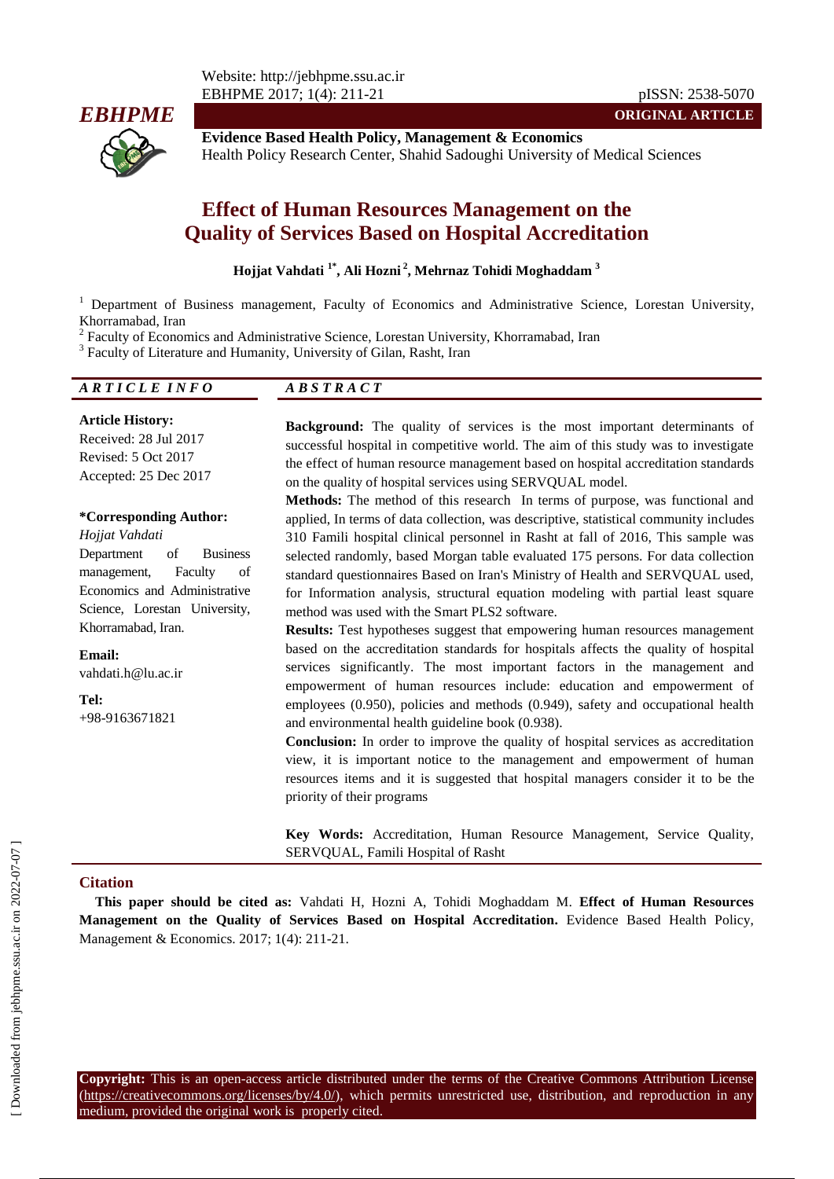Website: http://jebhpme.ssu.ac.ir
EBHPME 2017; 1(4): 211-21

pISSN: 2538-5070

**EBHPME**

**ORIGINAL ARTICLE**

**Evidence Based Health Policy, Management & Economics**
Health Policy Research Center, Shahid Sadoughi University of Medical Sciences

# Effect of Human Resources Management on the Quality of Services Based on Hospital Accreditation

**Hojjat Vahdati [1*], Ali Hozni [2], Mehrnaz Tohidi Moghaddam [3]**

[1] Department of Business management, Faculty of Economics and Administrative Science, Lorestan University, Khorramabad, Iran
[2] Faculty of Economics and Administrative Science, Lorestan University, Khorramabad, Iran
[3] Faculty of Literature and Humanity, University of Gilan, Rasht, Iran

## ARTICLE INFO

**Article History:**
Received: 28 Jul 2017
Revised: 5 Oct 2017
Accepted: 25 Dec 2017

**\*Corresponding Author:**
*Hojjat Vahdati*
Department of Business management, Faculty of Economics and Administrative Science, Lorestan University, Khorramabad, Iran.

**Email:**
vahdati.h@lu.ac.ir

**Tel:**
+98-9163671821

## ABSTRACT

**Background:** The quality of services is the most important determinants of successful hospital in competitive world. The aim of this study was to investigate the effect of human resource management based on hospital accreditation standards on the quality of hospital services using SERVQUAL model.

**Methods:** The method of this research In terms of purpose, was functional and applied, In terms of data collection, was descriptive, statistical community includes 310 Famili hospital clinical personnel in Rasht at fall of 2016, This sample was selected randomly, based Morgan table evaluated 175 persons. For data collection standard questionnaires Based on Iran's Ministry of Health and SERVQUAL used, for Information analysis, structural equation modeling with partial least square method was used with the Smart PLS2 software.

**Results:** Test hypotheses suggest that empowering human resources management based on the accreditation standards for hospitals affects the quality of hospital services significantly. The most important factors in the management and empowerment of human resources include: education and empowerment of employees (0.950), policies and methods (0.949), safety and occupational health and environmental health guideline book (0.938).

**Conclusion:** In order to improve the quality of hospital services as accreditation view, it is important notice to the management and empowerment of human resources items and it is suggested that hospital managers consider it to be the priority of their programs

**Key Words:** Accreditation, Human Resource Management, Service Quality, SERVQUAL, Famili Hospital of Rasht

## Citation

**This paper should be cited as:** Vahdati H, Hozni A, Tohidi Moghaddam M. **Effect of Human Resources Management on the Quality of Services Based on Hospital Accreditation.** Evidence Based Health Policy, Management & Economics. 2017; 1(4): 211-21.

**Copyright:** This is an open-access article distributed under the terms of the Creative Commons Attribution License (https://creativecommons.org/licenses/by/4.0/), which permits unrestricted use, distribution, and reproduction in any medium, provided the original work is properly cited.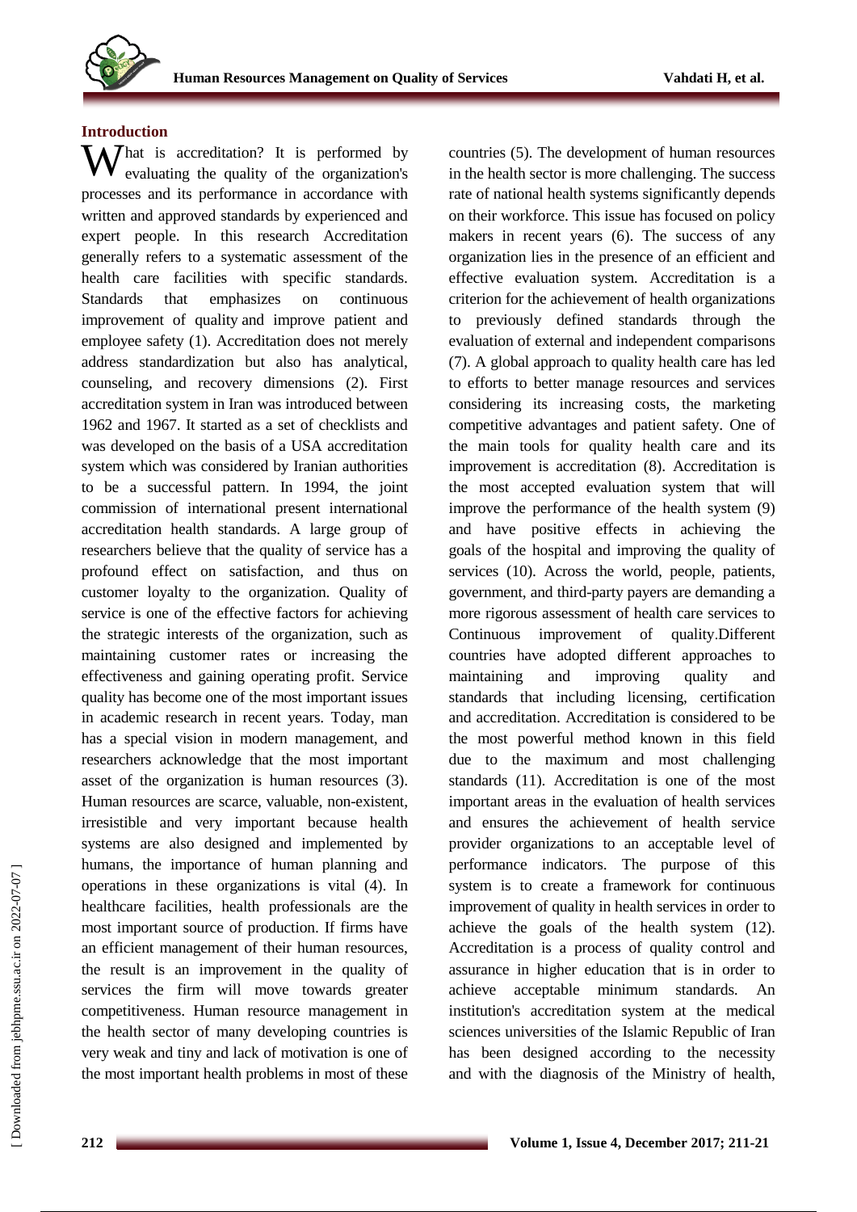## Introduction

What is accreditation? It is performed by evaluating the quality of the organization's processes and its performance in accordance with written and approved standards by experienced and expert people. In this research Accreditation generally refers to a systematic assessment of the health care facilities with specific standards. Standards that emphasizes on continuous improvement of quality and improve patient and employee safety (1). Accreditation does not merely address standardization but also has analytical, counseling, and recovery dimensions (2). First accreditation system in Iran was introduced between 1962 and 1967. It started as a set of checklists and was developed on the basis of a USA accreditation system which was considered by Iranian authorities to be a successful pattern. In 1994, the joint commission of international present international accreditation health standards. A large group of researchers believe that the quality of service has a profound effect on satisfaction, and thus on customer loyalty to the organization. Quality of service is one of the effective factors for achieving the strategic interests of the organization, such as maintaining customer rates or increasing the effectiveness and gaining operating profit. Service quality has become one of the most important issues in academic research in recent years. Today, man has a special vision in modern management, and researchers acknowledge that the most important asset of the organization is human resources (3). Human resources are scarce, valuable, non-existent, irresistible and very important because health systems are also designed and implemented by humans, the importance of human planning and operations in these organizations is vital (4). In healthcare facilities, health professionals are the most important source of production. If firms have an efficient management of their human resources, the result is an improvement in the quality of services the firm will move towards greater competitiveness. Human resource management in the health sector of many developing countries is very weak and tiny and lack of motivation is one of the most important health problems in most of these countries (5). The development of human resources in the health sector is more challenging. The success rate of national health systems significantly depends on their workforce. This issue has focused on policy makers in recent years (6). The success of any organization lies in the presence of an efficient and effective evaluation system. Accreditation is a criterion for the achievement of health organizations to previously defined standards through the evaluation of external and independent comparisons (7). A global approach to quality health care has led to efforts to better manage resources and services considering its increasing costs, the marketing competitive advantages and patient safety. One of the main tools for quality health care and its improvement is accreditation (8). Accreditation is the most accepted evaluation system that will improve the performance of the health system (9) and have positive effects in achieving the goals of the hospital and improving the quality of services (10). Across the world, people, patients, government, and third-party payers are demanding a more rigorous assessment of health care services to Continuous improvement of quality.Different countries have adopted different approaches to maintaining and improving quality and standards that including licensing, certification and accreditation. Accreditation is considered to be the most powerful method known in this field due to the maximum and most challenging standards (11). Accreditation is one of the most important areas in the evaluation of health services and ensures the achievement of health service provider organizations to an acceptable level of performance indicators. The purpose of this system is to create a framework for continuous improvement of quality in health services in order to achieve the goals of the health system (12). Accreditation is a process of quality control and assurance in higher education that is in order to achieve acceptable minimum standards. An institution's accreditation system at the medical sciences universities of the Islamic Republic of Iran has been designed according to the necessity and with the diagnosis of the Ministry of health,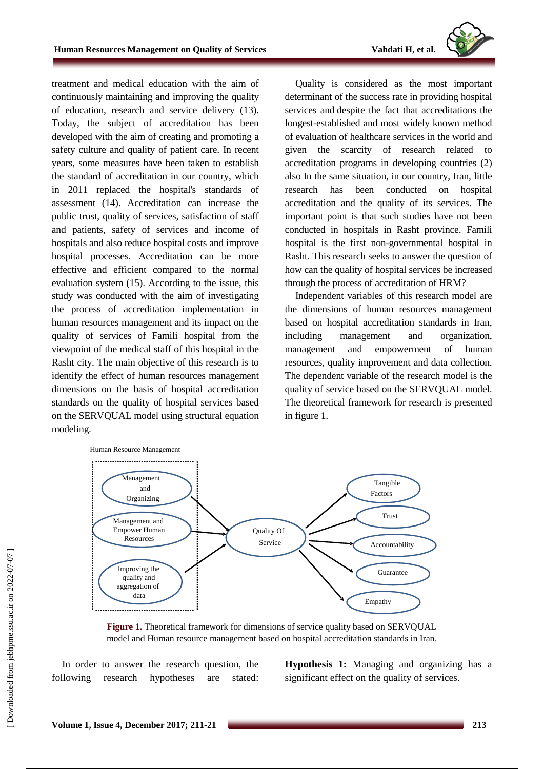treatment and medical education with the aim of continuously maintaining and improving the quality of education, research and service delivery (13). Today, the subject of accreditation has been developed with the aim of creating and promoting a safety culture and quality of patient care. In recent years, some measures have been taken to establish the standard of accreditation in our country, which in 2011 replaced the hospital's standards of assessment (14). Accreditation can increase the public trust, quality of services, satisfaction of staff and patients, safety of services and income of hospitals and also reduce hospital costs and improve hospital processes. Accreditation can be more effective and efficient compared to the normal evaluation system (15). According to the issue, this study was conducted with the aim of investigating the process of accreditation implementation in human resources management and its impact on the quality of services of Famili hospital from the viewpoint of the medical staff of this hospital in the Rasht city. The main objective of this research is to identify the effect of human resources management dimensions on the basis of hospital accreditation standards on the quality of hospital services based on the SERVQUAL model using structural equation modeling.

Quality is considered as the most important determinant of the success rate in providing hospital services and despite the fact that accreditations the longest-established and most widely known method of evaluation of healthcare services in the world and given the scarcity of research related to accreditation programs in developing countries (2) also In the same situation, in our country, Iran, little research has been conducted on hospital accreditation and the quality of its services. The important point is that such studies have not been conducted in hospitals in Rasht province. Famili hospital is the first non-governmental hospital in Rasht. This research seeks to answer the question of how can the quality of hospital services be increased through the process of accreditation of HRM?

Independent variables of this research model are the dimensions of human resources management based on hospital accreditation standards in Iran, including management and organization, management and empowerment of human resources, quality improvement and data collection. The dependent variable of the research model is the quality of service based on the SERVQUAL model. The theoretical framework for research is presented in figure 1.

Human Resource Management: Management and Organizing; Management and Empower Human Resources; Improving the quality and aggregation of data → Quality Of Service → Tangible Factors; Trust; Accountability; Guarantee; Empathy

**Figure 1.** Theoretical framework for dimensions of service quality based on SERVQUAL model and Human resource management based on hospital accreditation standards in Iran.

In order to answer the research question, the following research hypotheses are stated:

**Hypothesis 1:** Managing and organizing has a significant effect on the quality of services.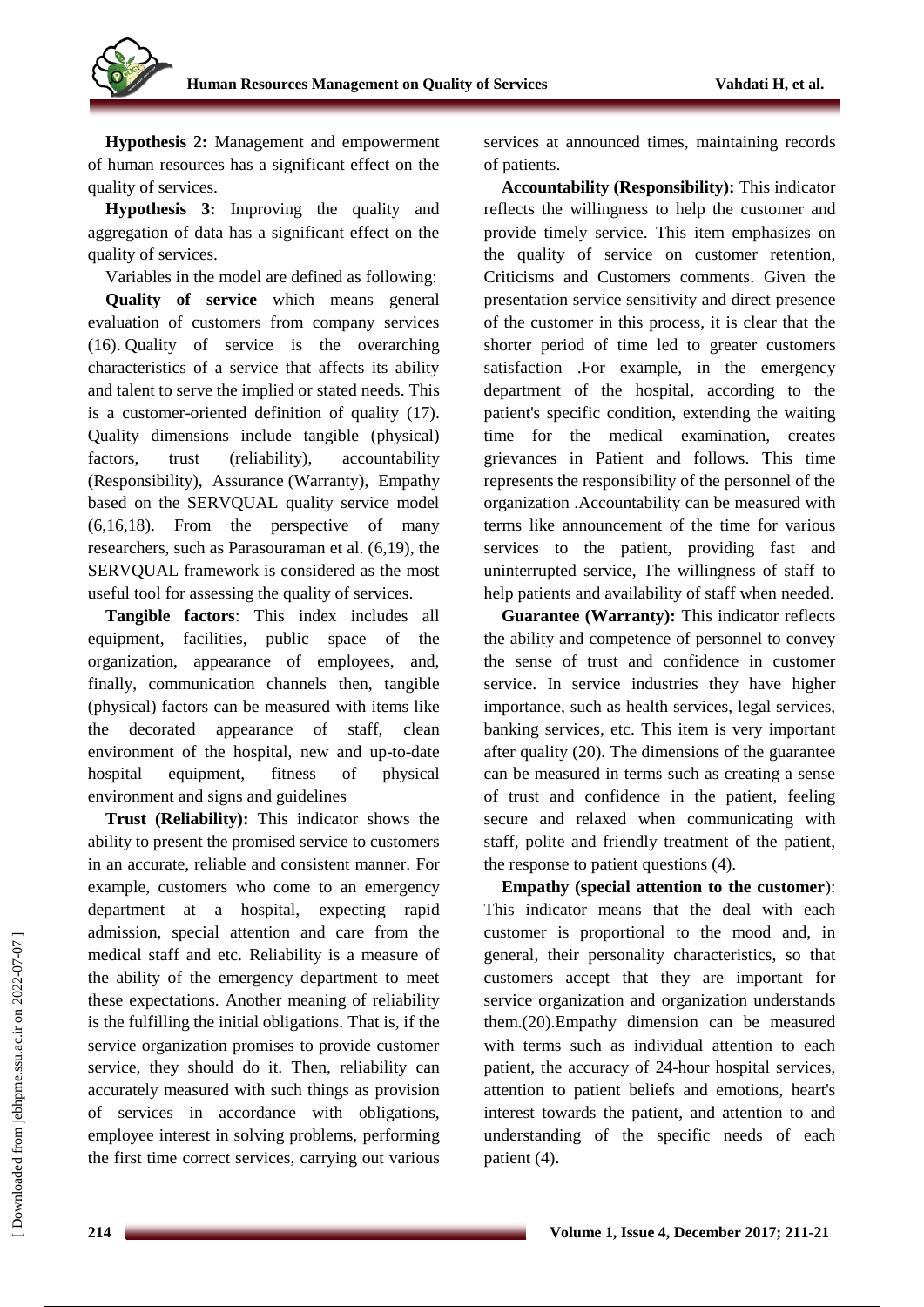**Hypothesis 2:** Management and empowerment of human resources has a significant effect on the quality of services.

**Hypothesis 3:** Improving the quality and aggregation of data has a significant effect on the quality of services.

Variables in the model are defined as following:

**Quality of service** which means general evaluation of customers from company services (16). Quality of service is the overarching characteristics of a service that affects its ability and talent to serve the implied or stated needs. This is a customer-oriented definition of quality (17). Quality dimensions include tangible (physical) factors, trust (reliability), accountability (Responsibility), Assurance (Warranty), Empathy based on the SERVQUAL quality service model (6,16,18). From the perspective of many researchers, such as Parasouraman et al. (6,19), the SERVQUAL framework is considered as the most useful tool for assessing the quality of services.

**Tangible factors**: This index includes all equipment, facilities, public space of the organization, appearance of employees, and, finally, communication channels then, tangible (physical) factors can be measured with items like the decorated appearance of staff, clean environment of the hospital, new and up-to-date hospital equipment, fitness of physical environment and signs and guidelines

**Trust (Reliability):** This indicator shows the ability to present the promised service to customers in an accurate, reliable and consistent manner. For example, customers who come to an emergency department at a hospital, expecting rapid admission, special attention and care from the medical staff and etc. Reliability is a measure of the ability of the emergency department to meet these expectations. Another meaning of reliability is the fulfilling the initial obligations. That is, if the service organization promises to provide customer service, they should do it. Then, reliability can accurately measured with such things as provision of services in accordance with obligations, employee interest in solving problems, performing the first time correct services, carrying out various services at announced times, maintaining records of patients.

**Accountability (Responsibility):** This indicator reflects the willingness to help the customer and provide timely service. This item emphasizes on the quality of service on customer retention, Criticisms and Customers comments. Given the presentation service sensitivity and direct presence of the customer in this process, it is clear that the shorter period of time led to greater customers satisfaction .For example, in the emergency department of the hospital, according to the patient's specific condition, extending the waiting time for the medical examination, creates grievances in Patient and follows. This time represents the responsibility of the personnel of the organization .Accountability can be measured with terms like announcement of the time for various services to the patient, providing fast and uninterrupted service, The willingness of staff to help patients and availability of staff when needed.

**Guarantee (Warranty):** This indicator reflects the ability and competence of personnel to convey the sense of trust and confidence in customer service. In service industries they have higher importance, such as health services, legal services, banking services, etc. This item is very important after quality (20). The dimensions of the guarantee can be measured in terms such as creating a sense of trust and confidence in the patient, feeling secure and relaxed when communicating with staff, polite and friendly treatment of the patient, the response to patient questions (4).

**Empathy (special attention to the customer**): This indicator means that the deal with each customer is proportional to the mood and, in general, their personality characteristics, so that customers accept that they are important for service organization and organization understands them.(20).Empathy dimension can be measured with terms such as individual attention to each patient, the accuracy of 24-hour hospital services, attention to patient beliefs and emotions, heart's interest towards the patient, and attention to and understanding of the specific needs of each patient (4).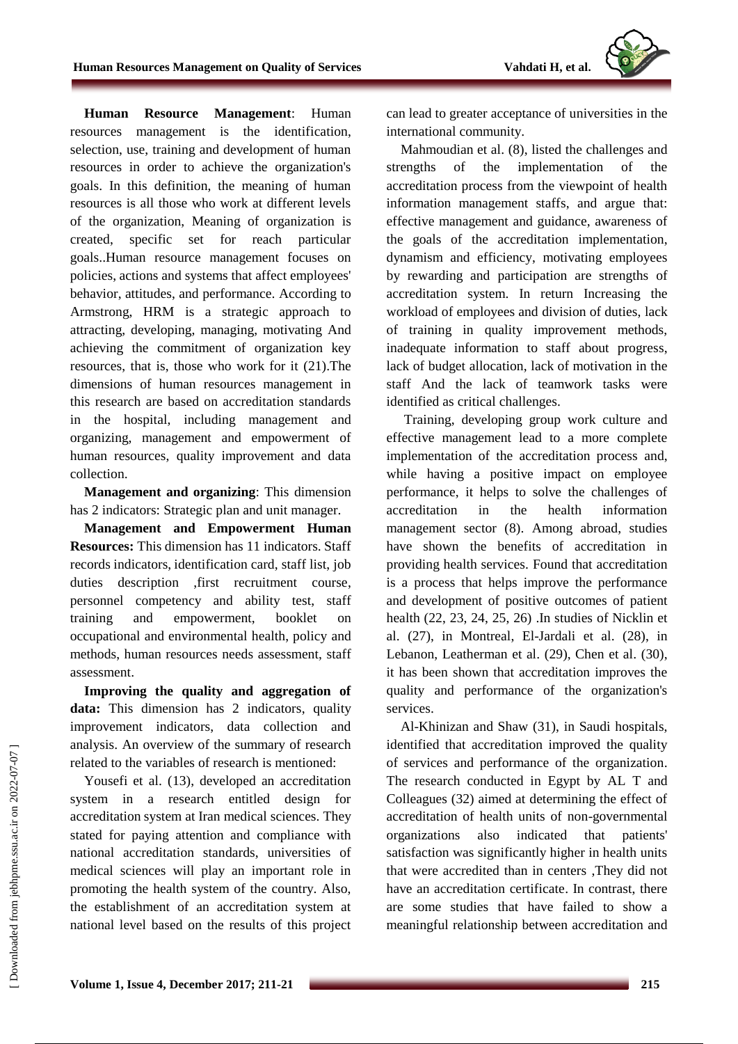**Human Resource Management**: Human resources management is the identification, selection, use, training and development of human resources in order to achieve the organization's goals. In this definition, the meaning of human resources is all those who work at different levels of the organization, Meaning of organization is created, specific set for reach particular goals..Human resource management focuses on policies, actions and systems that affect employees' behavior, attitudes, and performance. According to Armstrong, HRM is a strategic approach to attracting, developing, managing, motivating And achieving the commitment of organization key resources, that is, those who work for it (21).The dimensions of human resources management in this research are based on accreditation standards in the hospital, including management and organizing, management and empowerment of human resources, quality improvement and data collection.

**Management and organizing**: This dimension has 2 indicators: Strategic plan and unit manager.

**Management and Empowerment Human Resources:** This dimension has 11 indicators. Staff records indicators, identification card, staff list, job duties description ,first recruitment course, personnel competency and ability test, staff training and empowerment, booklet on occupational and environmental health, policy and methods, human resources needs assessment, staff assessment.

**Improving the quality and aggregation of data:** This dimension has 2 indicators, quality improvement indicators, data collection and analysis. An overview of the summary of research related to the variables of research is mentioned:

Yousefi et al. (13), developed an accreditation system in a research entitled design for accreditation system at Iran medical sciences. They stated for paying attention and compliance with national accreditation standards, universities of medical sciences will play an important role in promoting the health system of the country. Also, the establishment of an accreditation system at national level based on the results of this project can lead to greater acceptance of universities in the international community.

Mahmoudian et al. (8), listed the challenges and strengths of the implementation of the accreditation process from the viewpoint of health information management staffs, and argue that: effective management and guidance, awareness of the goals of the accreditation implementation, dynamism and efficiency, motivating employees by rewarding and participation are strengths of accreditation system. In return Increasing the workload of employees and division of duties, lack of training in quality improvement methods, inadequate information to staff about progress, lack of budget allocation, lack of motivation in the staff And the lack of teamwork tasks were identified as critical challenges.

Training, developing group work culture and effective management lead to a more complete implementation of the accreditation process and, while having a positive impact on employee performance, it helps to solve the challenges of accreditation in the health information management sector (8). Among abroad, studies have shown the benefits of accreditation in providing health services. Found that accreditation is a process that helps improve the performance and development of positive outcomes of patient health (22, 23, 24, 25, 26) .In studies of Nicklin et al. (27), in Montreal, El-Jardali et al. (28), in Lebanon, Leatherman et al. (29), Chen et al. (30), it has been shown that accreditation improves the quality and performance of the organization's services.

Al-Khinizan and Shaw (31), in Saudi hospitals, identified that accreditation improved the quality of services and performance of the organization. The research conducted in Egypt by AL T and Colleagues (32) aimed at determining the effect of accreditation of health units of non-governmental organizations also indicated that patients' satisfaction was significantly higher in health units that were accredited than in centers ,They did not have an accreditation certificate. In contrast, there are some studies that have failed to show a meaningful relationship between accreditation and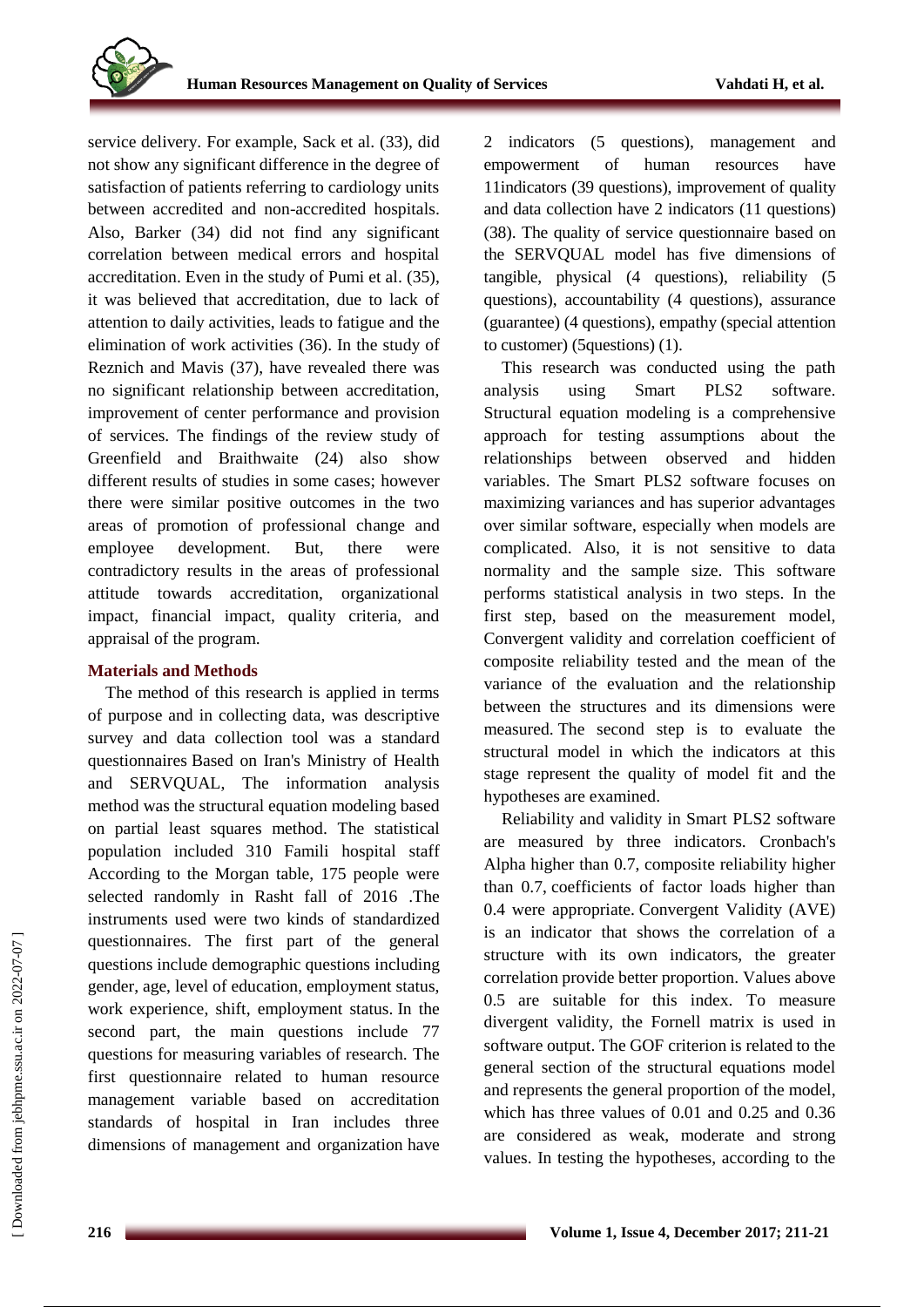service delivery. For example, Sack et al. (33), did not show any significant difference in the degree of satisfaction of patients referring to cardiology units between accredited and non-accredited hospitals. Also, Barker (34) did not find any significant correlation between medical errors and hospital accreditation. Even in the study of Pumi et al. (35), it was believed that accreditation, due to lack of attention to daily activities, leads to fatigue and the elimination of work activities (36). In the study of Reznich and Mavis (37), have revealed there was no significant relationship between accreditation, improvement of center performance and provision of services. The findings of the review study of Greenfield and Braithwaite (24) also show different results of studies in some cases; however there were similar positive outcomes in the two areas of promotion of professional change and employee development. But, there were contradictory results in the areas of professional attitude towards accreditation, organizational impact, financial impact, quality criteria, and appraisal of the program.

## Materials and Methods

The method of this research is applied in terms of purpose and in collecting data, was descriptive survey and data collection tool was a standard questionnaires Based on Iran's Ministry of Health and SERVQUAL, The information analysis method was the structural equation modeling based on partial least squares method. The statistical population included 310 Famili hospital staff According to the Morgan table, 175 people were selected randomly in Rasht fall of 2016 .The instruments used were two kinds of standardized questionnaires. The first part of the general questions include demographic questions including gender, age, level of education, employment status, work experience, shift, employment status. In the second part, the main questions include 77 questions for measuring variables of research. The first questionnaire related to human resource management variable based on accreditation standards of hospital in Iran includes three dimensions of management and organization have 2 indicators (5 questions), management and empowerment of human resources have 11indicators (39 questions), improvement of quality and data collection have 2 indicators (11 questions) (38). The quality of service questionnaire based on the SERVQUAL model has five dimensions of tangible, physical (4 questions), reliability (5 questions), accountability (4 questions), assurance (guarantee) (4 questions), empathy (special attention to customer) (5questions) (1).

This research was conducted using the path analysis using Smart PLS2 software. Structural equation modeling is a comprehensive approach for testing assumptions about the relationships between observed and hidden variables. The Smart PLS2 software focuses on maximizing variances and has superior advantages over similar software, especially when models are complicated. Also, it is not sensitive to data normality and the sample size. This software performs statistical analysis in two steps. In the first step, based on the measurement model, Convergent validity and correlation coefficient of composite reliability tested and the mean of the variance of the evaluation and the relationship between the structures and its dimensions were measured. The second step is to evaluate the structural model in which the indicators at this stage represent the quality of model fit and the hypotheses are examined.

Reliability and validity in Smart PLS2 software are measured by three indicators. Cronbach's Alpha higher than 0.7, composite reliability higher than 0.7, coefficients of factor loads higher than 0.4 were appropriate. Convergent Validity (AVE) is an indicator that shows the correlation of a structure with its own indicators, the greater correlation provide better proportion. Values above 0.5 are suitable for this index. To measure divergent validity, the Fornell matrix is used in software output. The GOF criterion is related to the general section of the structural equations model and represents the general proportion of the model, which has three values of 0.01 and 0.25 and 0.36 are considered as weak, moderate and strong values. In testing the hypotheses, according to the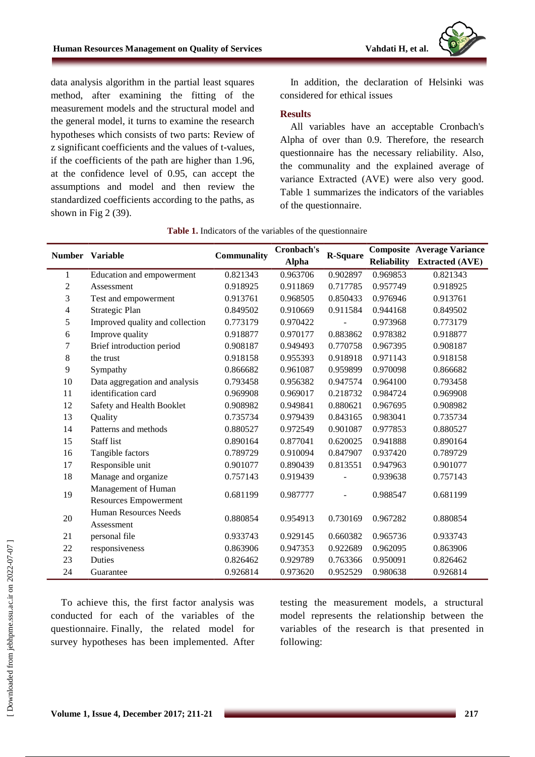data analysis algorithm in the partial least squares method, after examining the fitting of the measurement models and the structural model and the general model, it turns to examine the research hypotheses which consists of two parts: Review of z significant coefficients and the values of t-values, if the coefficients of the path are higher than 1.96, at the confidence level of 0.95, can accept the assumptions and model and then review the standardized coefficients according to the paths, as shown in Fig 2 (39).

In addition, the declaration of Helsinki was considered for ethical issues

## Results

All variables have an acceptable Cronbach's Alpha of over than 0.9. Therefore, the research questionnaire has the necessary reliability. Also, the communality and the explained average of variance Extracted (AVE) were also very good. Table 1 summarizes the indicators of the variables of the questionnaire.

**Table 1.** Indicators of the variables of the questionnaire

| Number | Variable | Communality | Cronbach's Alpha | R-Square | Composite Reliability | Average Variance Extracted (AVE) |
|---|---|---|---|---|---|---|
| 1 | Education and empowerment | 0.821343 | 0.963706 | 0.902897 | 0.969853 | 0.821343 |
| 2 | Assessment | 0.918925 | 0.911869 | 0.717785 | 0.957749 | 0.918925 |
| 3 | Test and empowerment | 0.913761 | 0.968505 | 0.850433 | 0.976946 | 0.913761 |
| 4 | Strategic Plan | 0.849502 | 0.910669 | 0.911584 | 0.944168 | 0.849502 |
| 5 | Improved quality and collection | 0.773179 | 0.970422 | - | 0.973968 | 0.773179 |
| 6 | Improve quality | 0.918877 | 0.970177 | 0.883862 | 0.978382 | 0.918877 |
| 7 | Brief introduction period | 0.908187 | 0.949493 | 0.770758 | 0.967395 | 0.908187 |
| 8 | the trust | 0.918158 | 0.955393 | 0.918918 | 0.971143 | 0.918158 |
| 9 | Sympathy | 0.866682 | 0.961087 | 0.959899 | 0.970098 | 0.866682 |
| 10 | Data aggregation and analysis | 0.793458 | 0.956382 | 0.947574 | 0.964100 | 0.793458 |
| 11 | identification card | 0.969908 | 0.969017 | 0.218732 | 0.984724 | 0.969908 |
| 12 | Safety and Health Booklet | 0.908982 | 0.949841 | 0.880621 | 0.967695 | 0.908982 |
| 13 | Quality | 0.735734 | 0.979439 | 0.843165 | 0.983041 | 0.735734 |
| 14 | Patterns and methods | 0.880527 | 0.972549 | 0.901087 | 0.977853 | 0.880527 |
| 15 | Staff list | 0.890164 | 0.877041 | 0.620025 | 0.941888 | 0.890164 |
| 16 | Tangible factors | 0.789729 | 0.910094 | 0.847907 | 0.937420 | 0.789729 |
| 17 | Responsible unit | 0.901077 | 0.890439 | 0.813551 | 0.947963 | 0.901077 |
| 18 | Manage and organize | 0.757143 | 0.919439 | - | 0.939638 | 0.757143 |
| 19 | Management of Human Resources Empowerment | 0.681199 | 0.987777 | - | 0.988547 | 0.681199 |
| 20 | Human Resources Needs Assessment | 0.880854 | 0.954913 | 0.730169 | 0.967282 | 0.880854 |
| 21 | personal file | 0.933743 | 0.929145 | 0.660382 | 0.965736 | 0.933743 |
| 22 | responsiveness | 0.863906 | 0.947353 | 0.922689 | 0.962095 | 0.863906 |
| 23 | Duties | 0.826462 | 0.929789 | 0.763366 | 0.950091 | 0.826462 |
| 24 | Guarantee | 0.926814 | 0.973620 | 0.952529 | 0.980638 | 0.926814 |

To achieve this, the first factor analysis was conducted for each of the variables of the questionnaire. Finally, the related model for survey hypotheses has been implemented. After testing the measurement models, a structural model represents the relationship between the variables of the research is that presented in following: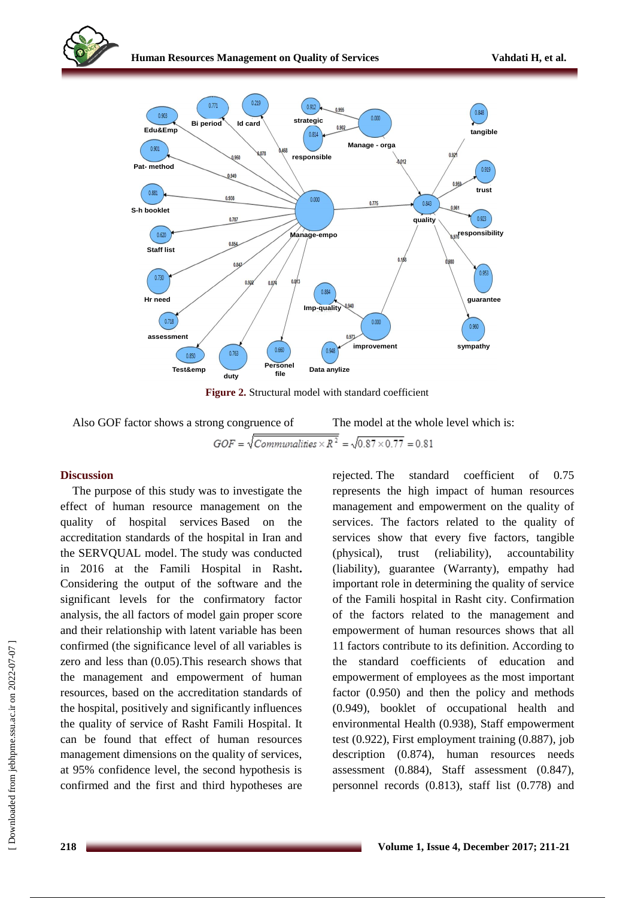**Figure 2.** Structural model with standard coefficient

Also GOF factor shows a strong congruence of The model at the whole level which is:

$$GOF = \sqrt{Communalities \times R^2} = \sqrt{0.87 \times 0.77} = 0.81$$

## Discussion

The purpose of this study was to investigate the effect of human resource management on the quality of hospital services Based on the accreditation standards of the hospital in Iran and the SERVQUAL model. The study was conducted in 2016 at the Famili Hospital in Rasht**.** Considering the output of the software and the significant levels for the confirmatory factor analysis, the all factors of model gain proper score and their relationship with latent variable has been confirmed (the significance level of all variables is zero and less than (0.05).This research shows that the management and empowerment of human resources, based on the accreditation standards of the hospital, positively and significantly influences the quality of service of Rasht Famili Hospital. It can be found that effect of human resources management dimensions on the quality of services, at 95% confidence level, the second hypothesis is confirmed and the first and third hypotheses are rejected. The standard coefficient of 0.75 represents the high impact of human resources management and empowerment on the quality of services. The factors related to the quality of services show that every five factors, tangible (physical), trust (reliability), accountability (liability), guarantee (Warranty), empathy had important role in determining the quality of service of the Famili hospital in Rasht city. Confirmation of the factors related to the management and empowerment of human resources shows that all 11 factors contribute to its definition. According to the standard coefficients of education and empowerment of employees as the most important factor (0.950) and then the policy and methods (0.949), booklet of occupational health and environmental Health (0.938), Staff empowerment test (0.922), First employment training (0.887), job description (0.874), human resources needs assessment (0.884), Staff assessment (0.847), personnel records (0.813), staff list (0.778) and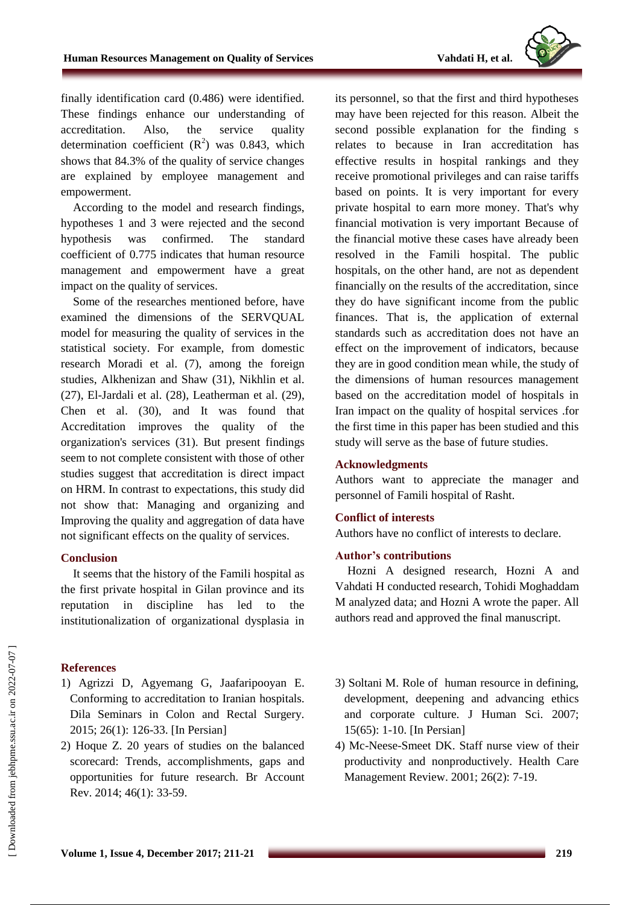finally identification card (0.486) were identified. These findings enhance our understanding of accreditation. Also, the service quality determination coefficient ($R^2$) was 0.843, which shows that 84.3% of the quality of service changes are explained by employee management and empowerment.

According to the model and research findings, hypotheses 1 and 3 were rejected and the second hypothesis was confirmed. The standard coefficient of 0.775 indicates that human resource management and empowerment have a great impact on the quality of services.

Some of the researches mentioned before, have examined the dimensions of the SERVQUAL model for measuring the quality of services in the statistical society. For example, from domestic research Moradi et al. (7), among the foreign studies, Alkhenizan and Shaw (31), Nikhlin et al. (27), El-Jardali et al. (28), Leatherman et al. (29), Chen et al. (30), and It was found that Accreditation improves the quality of the organization's services (31). But present findings seem to not complete consistent with those of other studies suggest that accreditation is direct impact on HRM. In contrast to expectations, this study did not show that: Managing and organizing and Improving the quality and aggregation of data have not significant effects on the quality of services.

## Conclusion

It seems that the history of the Famili hospital as the first private hospital in Gilan province and its reputation in discipline has led to the institutionalization of organizational dysplasia in its personnel, so that the first and third hypotheses may have been rejected for this reason. Albeit the second possible explanation for the finding s relates to because in Iran accreditation has effective results in hospital rankings and they receive promotional privileges and can raise tariffs based on points. It is very important for every private hospital to earn more money. That's why financial motivation is very important Because of the financial motive these cases have already been resolved in the Famili hospital. The public hospitals, on the other hand, are not as dependent financially on the results of the accreditation, since they do have significant income from the public finances. That is, the application of external standards such as accreditation does not have an effect on the improvement of indicators, because they are in good condition mean while, the study of the dimensions of human resources management based on the accreditation model of hospitals in Iran impact on the quality of hospital services .for the first time in this paper has been studied and this study will serve as the base of future studies.

## Acknowledgments

Authors want to appreciate the manager and personnel of Famili hospital of Rasht.

## Conflict of interests

Authors have no conflict of interests to declare.

## Author's contributions

Hozni A designed research, Hozni A and Vahdati H conducted research, Tohidi Moghaddam M analyzed data; and Hozni A wrote the paper. All authors read and approved the final manuscript.

## References

1) Agrizzi D, Agyemang G, Jaafaripooyan E. Conforming to accreditation to Iranian hospitals. Dila Seminars in Colon and Rectal Surgery. 2015; 26(1): 126-33. [In Persian]
2) Hoque Z. 20 years of studies on the balanced scorecard: Trends, accomplishments, gaps and opportunities for future research. Br Account Rev. 2014; 46(1): 33-59.
3) Soltani M. Role of human resource in defining, development, deepening and advancing ethics and corporate culture. J Human Sci. 2007; 15(65): 1-10. [In Persian]
4) Mc-Neese-Smeet DK. Staff nurse view of their productivity and nonproductively. Health Care Management Review. 2001; 26(2): 7-19.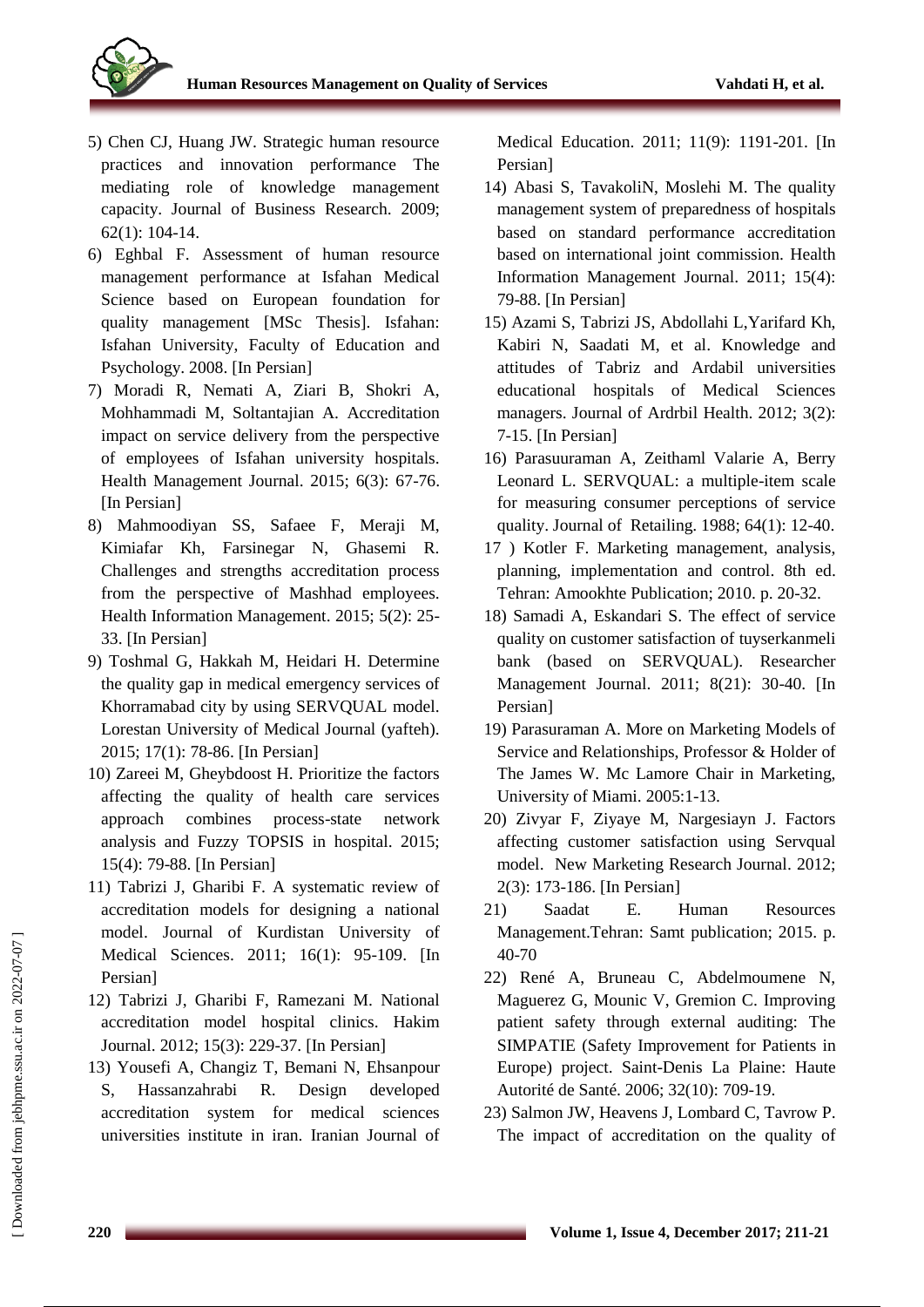5) Chen CJ, Huang JW. Strategic human resource practices and innovation performance The mediating role of knowledge management capacity. Journal of Business Research. 2009; 62(1): 104-14.

6) Eghbal F. Assessment of human resource management performance at Isfahan Medical Science based on European foundation for quality management [MSc Thesis]. Isfahan: Isfahan University, Faculty of Education and Psychology. 2008. [In Persian]

7) Moradi R, Nemati A, Ziari B, Shokri A, Mohhammadi M, Soltantajian A. Accreditation impact on service delivery from the perspective of employees of Isfahan university hospitals. Health Management Journal. 2015; 6(3): 67-76. [In Persian]

8) Mahmoodiyan SS, Safaee F, Meraji M, Kimiafar Kh, Farsinegar N, Ghasemi R. Challenges and strengths accreditation process from the perspective of Mashhad employees. Health Information Management. 2015; 5(2): 25-33. [In Persian]

9) Toshmal G, Hakkah M, Heidari H. Determine the quality gap in medical emergency services of Khorramabad city by using SERVQUAL model. Lorestan University of Medical Journal (yafteh). 2015; 17(1): 78-86. [In Persian]

10) Zareei M, Gheybdoost H. Prioritize the factors affecting the quality of health care services approach combines process-state network analysis and Fuzzy TOPSIS in hospital. 2015; 15(4): 79-88. [In Persian]

11) Tabrizi J, Gharibi F. A systematic review of accreditation models for designing a national model. Journal of Kurdistan University of Medical Sciences. 2011; 16(1): 95-109. [In Persian]

12) Tabrizi J, Gharibi F, Ramezani M. National accreditation model hospital clinics. Hakim Journal. 2012; 15(3): 229-37. [In Persian]

13) Yousefi A, Changiz T, Bemani N, Ehsanpour S, Hassanzahrabi R. Design developed accreditation system for medical sciences universities institute in iran. Iranian Journal of Medical Education. 2011; 11(9): 1191-201. [In Persian]

14) Abasi S, TavakoliN, Moslehi M. The quality management system of preparedness of hospitals based on standard performance accreditation based on international joint commission. Health Information Management Journal. 2011; 15(4): 79-88. [In Persian]

15) Azami S, Tabrizi JS, Abdollahi L,Yarifard Kh, Kabiri N, Saadati M, et al. Knowledge and attitudes of Tabriz and Ardabil universities educational hospitals of Medical Sciences managers. Journal of Ardrbil Health. 2012; 3(2): 7-15. [In Persian]

16) Parasuuraman A, Zeithaml Valarie A, Berry Leonard L. SERVQUAL: a multiple-item scale for measuring consumer perceptions of service quality. Journal of Retailing. 1988; 64(1): 12-40.

17 ) Kotler F. Marketing management, analysis, planning, implementation and control. 8th ed. Tehran: Amookhte Publication; 2010. p. 20-32.

18) Samadi A, Eskandari S. The effect of service quality on customer satisfaction of tuyserkanmeli bank (based on SERVQUAL). Researcher Management Journal. 2011; 8(21): 30-40. [In Persian]

19) Parasuraman A. More on Marketing Models of Service and Relationships, Professor & Holder of The James W. Mc Lamore Chair in Marketing, University of Miami. 2005:1-13.

20) Zivyar F, Ziyaye M, Nargesiayn J. Factors affecting customer satisfaction using Servqual model. New Marketing Research Journal. 2012; 2(3): 173-186. [In Persian]

21) Saadat E. Human Resources Management.Tehran: Samt publication; 2015. p. 40-70

22) René A, Bruneau C, Abdelmoumene N, Maguerez G, Mounic V, Gremion C. Improving patient safety through external auditing: The SIMPATIE (Safety Improvement for Patients in Europe) project. Saint-Denis La Plaine: Haute Autorité de Santé. 2006; 32(10): 709-19.

23) Salmon JW, Heavens J, Lombard C, Tavrow P. The impact of accreditation on the quality of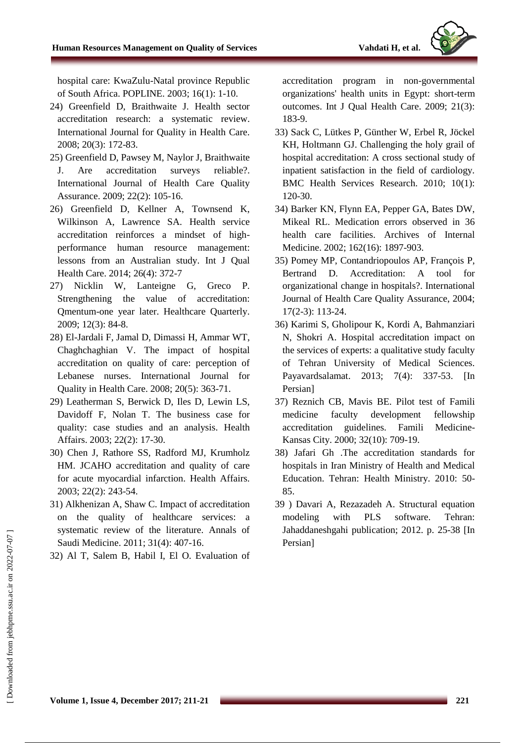hospital care: KwaZulu-Natal province Republic of South Africa. POPLINE. 2003; 16(1): 1-10.

24) Greenfield D, Braithwaite J. Health sector accreditation research: a systematic review. International Journal for Quality in Health Care. 2008; 20(3): 172-83.

25) Greenfield D, Pawsey M, Naylor J, Braithwaite J. Are accreditation surveys reliable?. International Journal of Health Care Quality Assurance. 2009; 22(2): 105-16.

26) Greenfield D, Kellner A, Townsend K, Wilkinson A, Lawrence SA. Health service accreditation reinforces a mindset of high-performance human resource management: lessons from an Australian study. Int J Qual Health Care. 2014; 26(4): 372-7

27) Nicklin W, Lanteigne G, Greco P. Strengthening the value of accreditation: Qmentum-one year later. Healthcare Quarterly. 2009; 12(3): 84-8.

28) El-Jardali F, Jamal D, Dimassi H, Ammar WT, Chaghchaghian V. The impact of hospital accreditation on quality of care: perception of Lebanese nurses. International Journal for Quality in Health Care. 2008; 20(5): 363-71.

29) Leatherman S, Berwick D, Iles D, Lewin LS, Davidoff F, Nolan T. The business case for quality: case studies and an analysis. Health Affairs. 2003; 22(2): 17-30.

30) Chen J, Rathore SS, Radford MJ, Krumholz HM. JCAHO accreditation and quality of care for acute myocardial infarction. Health Affairs. 2003; 22(2): 243-54.

31) Alkhenizan A, Shaw C. Impact of accreditation on the quality of healthcare services: a systematic review of the literature. Annals of Saudi Medicine. 2011; 31(4): 407-16.

32) Al T, Salem B, Habil I, El O. Evaluation of accreditation program in non-governmental organizations' health units in Egypt: short-term outcomes. Int J Qual Health Care. 2009; 21(3): 183-9.

33) Sack C, Lütkes P, Günther W, Erbel R, Jöckel KH, Holtmann GJ. Challenging the holy grail of hospital accreditation: A cross sectional study of inpatient satisfaction in the field of cardiology. BMC Health Services Research. 2010; 10(1): 120-30.

34) Barker KN, Flynn EA, Pepper GA, Bates DW, Mikeal RL. Medication errors observed in 36 health care facilities. Archives of Internal Medicine. 2002; 162(16): 1897-903.

35) Pomey MP, Contandriopoulos AP, François P, Bertrand D. Accreditation: A tool for organizational change in hospitals?. International Journal of Health Care Quality Assurance, 2004; 17(2-3): 113-24.

36) Karimi S, Gholipour K, Kordi A, Bahmanziari N, Shokri A. Hospital accreditation impact on the services of experts: a qualitative study faculty of Tehran University of Medical Sciences. Payavardsalamat. 2013; 7(4): 337-53. [In Persian]

37) Reznich CB, Mavis BE. Pilot test of Famili medicine faculty development fellowship accreditation guidelines. Famili Medicine-Kansas City. 2000; 32(10): 709-19.

38) Jafari Gh .The accreditation standards for hospitals in Iran Ministry of Health and Medical Education. Tehran: Health Ministry. 2010: 50-85.

39 ) Davari A, Rezazadeh A. Structural equation modeling with PLS software. Tehran: Jahaddaneshgahi publication; 2012. p. 25-38 [In Persian]